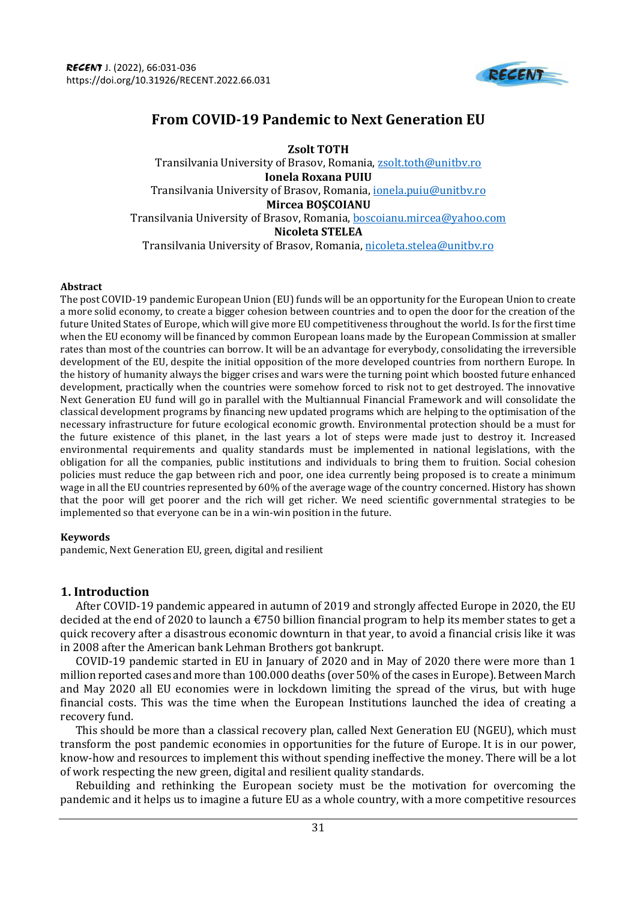# From COVID-19 Pandemic to Next Generation EU

**Zsolt TOTH**
Transilvania University of Brasov, Romania, zsolt.toth@unitbv.ro
**Ionela Roxana PUIU**
Transilvania University of Brasov, Romania, ionela.puiu@unitbv.ro
**Mircea BOȘCOIANU**
Transilvania University of Brasov, Romania, boscoianu.mircea@yahoo.com
**Nicoleta STELEA**
Transilvania University of Brasov, Romania, nicoleta.stelea@unitbv.ro

#### Abstract

The post COVID-19 pandemic European Union (EU) funds will be an opportunity for the European Union to create a more solid economy, to create a bigger cohesion between countries and to open the door for the creation of the future United States of Europe, which will give more EU competitiveness throughout the world. Is for the first time when the EU economy will be financed by common European loans made by the European Commission at smaller rates than most of the countries can borrow. It will be an advantage for everybody, consolidating the irreversible development of the EU, despite the initial opposition of the more developed countries from northern Europe. In the history of humanity always the bigger crises and wars were the turning point which boosted future enhanced development, practically when the countries were somehow forced to risk not to get destroyed. The innovative Next Generation EU fund will go in parallel with the Multiannual Financial Framework and will consolidate the classical development programs by financing new updated programs which are helping to the optimisation of the necessary infrastructure for future ecological economic growth. Environmental protection should be a must for the future existence of this planet, in the last years a lot of steps were made just to destroy it. Increased environmental requirements and quality standards must be implemented in national legislations, with the obligation for all the companies, public institutions and individuals to bring them to fruition. Social cohesion policies must reduce the gap between rich and poor, one idea currently being proposed is to create a minimum wage in all the EU countries represented by 60% of the average wage of the country concerned. History has shown that the poor will get poorer and the rich will get richer. We need scientific governmental strategies to be implemented so that everyone can be in a win-win position in the future.

#### Keywords

pandemic, Next Generation EU, green, digital and resilient

## 1. Introduction

After COVID-19 pandemic appeared in autumn of 2019 and strongly affected Europe in 2020, the EU decided at the end of 2020 to launch a €750 billion financial program to help its member states to get a quick recovery after a disastrous economic downturn in that year, to avoid a financial crisis like it was in 2008 after the American bank Lehman Brothers got bankrupt.

COVID-19 pandemic started in EU in January of 2020 and in May of 2020 there were more than 1 million reported cases and more than 100.000 deaths (over 50% of the cases in Europe). Between March and May 2020 all EU economies were in lockdown limiting the spread of the virus, but with huge financial costs. This was the time when the European Institutions launched the idea of creating a recovery fund.

This should be more than a classical recovery plan, called Next Generation EU (NGEU), which must transform the post pandemic economies in opportunities for the future of Europe. It is in our power, know-how and resources to implement this without spending ineffective the money. There will be a lot of work respecting the new green, digital and resilient quality standards.

Rebuilding and rethinking the European society must be the motivation for overcoming the pandemic and it helps us to imagine a future EU as a whole country, with a more competitive resources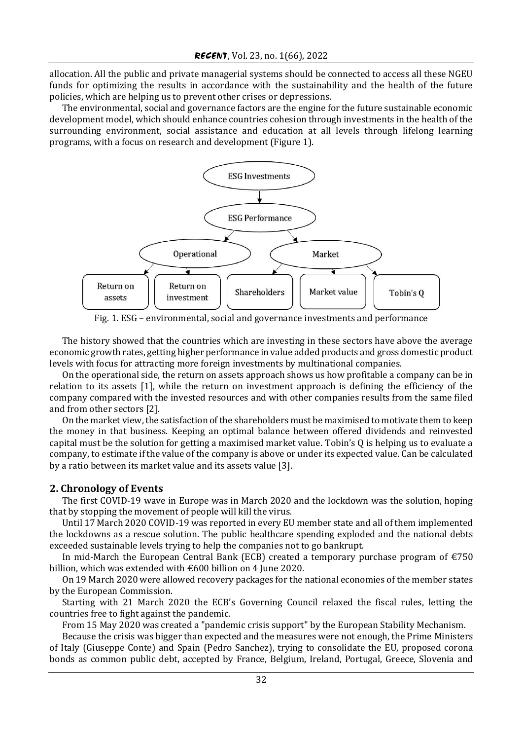allocation. All the public and private managerial systems should be connected to access all these NGEU funds for optimizing the results in accordance with the sustainability and the health of the future policies, which are helping us to prevent other crises or depressions.

The environmental, social and governance factors are the engine for the future sustainable economic development model, which should enhance countries cohesion through investments in the health of the surrounding environment, social assistance and education at all levels through lifelong learning programs, with a focus on research and development (Figure 1).

Fig. 1. ESG – environmental, social and governance investments and performance

The history showed that the countries which are investing in these sectors have above the average economic growth rates, getting higher performance in value added products and gross domestic product levels with focus for attracting more foreign investments by multinational companies.

On the operational side, the return on assets approach shows us how profitable a company can be in relation to its assets [1], while the return on investment approach is defining the efficiency of the company compared with the invested resources and with other companies results from the same filed and from other sectors [2].

On the market view, the satisfaction of the shareholders must be maximised to motivate them to keep the money in that business. Keeping an optimal balance between offered dividends and reinvested capital must be the solution for getting a maximised market value. Tobin's Q is helping us to evaluate a company, to estimate if the value of the company is above or under its expected value. Can be calculated by a ratio between its market value and its assets value [3].

## 2. Chronology of Events

The first COVID-19 wave in Europe was in March 2020 and the lockdown was the solution, hoping that by stopping the movement of people will kill the virus.

Until 17 March 2020 COVID-19 was reported in every EU member state and all of them implemented the lockdowns as a rescue solution. The public healthcare spending exploded and the national debts exceeded sustainable levels trying to help the companies not to go bankrupt.

In mid-March the European Central Bank (ECB) created a temporary purchase program of €750 billion, which was extended with €600 billion on 4 June 2020.

On 19 March 2020 were allowed recovery packages for the national economies of the member states by the European Commission.

Starting with 21 March 2020 the ECB's Governing Council relaxed the fiscal rules, letting the countries free to fight against the pandemic.

From 15 May 2020 was created a "pandemic crisis support" by the European Stability Mechanism.

Because the crisis was bigger than expected and the measures were not enough, the Prime Ministers of Italy (Giuseppe Conte) and Spain (Pedro Sanchez), trying to consolidate the EU, proposed corona bonds as common public debt, accepted by France, Belgium, Ireland, Portugal, Greece, Slovenia and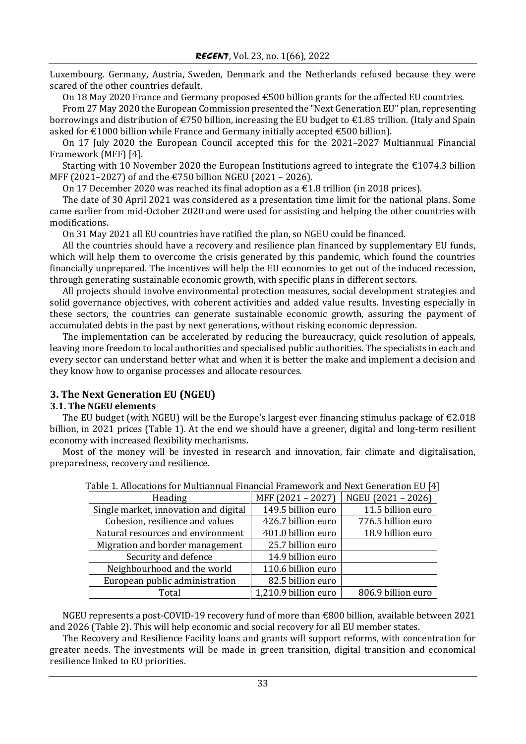Luxembourg. Germany, Austria, Sweden, Denmark and the Netherlands refused because they were scared of the other countries default.

On 18 May 2020 France and Germany proposed €500 billion grants for the affected EU countries.

From 27 May 2020 the European Commission presented the "Next Generation EU" plan, representing borrowings and distribution of €750 billion, increasing the EU budget to €1.85 trillion. (Italy and Spain asked for €1000 billion while France and Germany initially accepted €500 billion).

On 17 July 2020 the European Council accepted this for the 2021–2027 Multiannual Financial Framework (MFF) [4].

Starting with 10 November 2020 the European Institutions agreed to integrate the €1074.3 billion MFF (2021–2027) of and the €750 billion NGEU (2021 – 2026).

On 17 December 2020 was reached its final adoption as a €1.8 trillion (in 2018 prices).

The date of 30 April 2021 was considered as a presentation time limit for the national plans. Some came earlier from mid-October 2020 and were used for assisting and helping the other countries with modifications.

On 31 May 2021 all EU countries have ratified the plan, so NGEU could be financed.

All the countries should have a recovery and resilience plan financed by supplementary EU funds, which will help them to overcome the crisis generated by this pandemic, which found the countries financially unprepared. The incentives will help the EU economies to get out of the induced recession, through generating sustainable economic growth, with specific plans in different sectors.

All projects should involve environmental protection measures, social development strategies and solid governance objectives, with coherent activities and added value results. Investing especially in these sectors, the countries can generate sustainable economic growth, assuring the payment of accumulated debts in the past by next generations, without risking economic depression.

The implementation can be accelerated by reducing the bureaucracy, quick resolution of appeals, leaving more freedom to local authorities and specialised public authorities. The specialists in each and every sector can understand better what and when it is better the make and implement a decision and they know how to organise processes and allocate resources.

## 3. The Next Generation EU (NGEU)

### 3.1. The NGEU elements

The EU budget (with NGEU) will be the Europe's largest ever financing stimulus package of €2.018 billion, in 2021 prices (Table 1). At the end we should have a greener, digital and long-term resilient economy with increased flexibility mechanisms.

Most of the money will be invested in research and innovation, fair climate and digitalisation, preparedness, recovery and resilience.

Table 1. Allocations for Multiannual Financial Framework and Next Generation EU [4]

| Heading | MFF (2021 – 2027) | NGEU (2021 – 2026) |
|---|---|---|
| Single market, innovation and digital | 149.5 billion euro | 11.5 billion euro |
| Cohesion, resilience and values | 426.7 billion euro | 776.5 billion euro |
| Natural resources and environment | 401.0 billion euro | 18.9 billion euro |
| Migration and border management | 25.7 billion euro | |
| Security and defence | 14.9 billion euro | |
| Neighbourhood and the world | 110.6 billion euro | |
| European public administration | 82.5 billion euro | |
| Total | 1,210.9 billion euro | 806.9 billion euro |

NGEU represents a post-COVID-19 recovery fund of more than €800 billion, available between 2021 and 2026 (Table 2). This will help economic and social recovery for all EU member states.

The Recovery and Resilience Facility loans and grants will support reforms, with concentration for greater needs. The investments will be made in green transition, digital transition and economical resilience linked to EU priorities.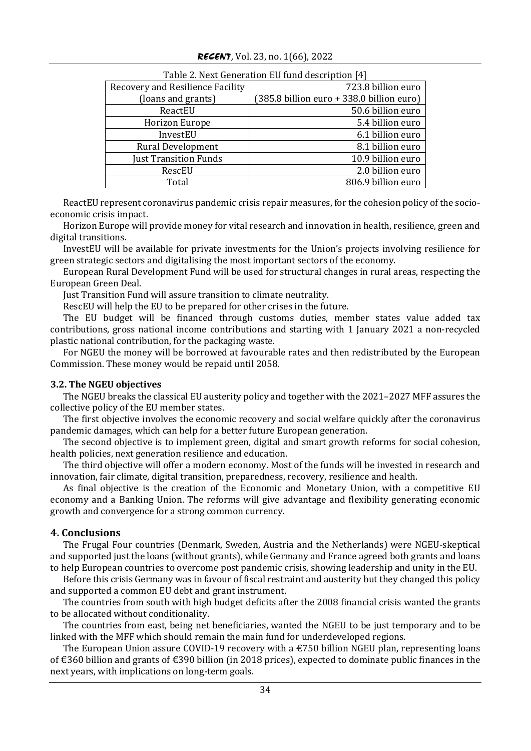Table 2. Next Generation EU fund description [4]

| Recovery and Resilience Facility (loans and grants) | 723.8 billion euro (385.8 billion euro + 338.0 billion euro) |
| --- | --- |
| ReactEU | 50.6 billion euro |
| Horizon Europe | 5.4 billion euro |
| InvestEU | 6.1 billion euro |
| Rural Development | 8.1 billion euro |
| Just Transition Funds | 10.9 billion euro |
| RescEU | 2.0 billion euro |
| Total | 806.9 billion euro |

ReactEU represent coronavirus pandemic crisis repair measures, for the cohesion policy of the socio-economic crisis impact.

Horizon Europe will provide money for vital research and innovation in health, resilience, green and digital transitions.

InvestEU will be available for private investments for the Union's projects involving resilience for green strategic sectors and digitalising the most important sectors of the economy.

European Rural Development Fund will be used for structural changes in rural areas, respecting the European Green Deal.

Just Transition Fund will assure transition to climate neutrality.

RescEU will help the EU to be prepared for other crises in the future.

The EU budget will be financed through customs duties, member states value added tax contributions, gross national income contributions and starting with 1 January 2021 a non-recycled plastic national contribution, for the packaging waste.

For NGEU the money will be borrowed at favourable rates and then redistributed by the European Commission. These money would be repaid until 2058.

### 3.2. The NGEU objectives

The NGEU breaks the classical EU austerity policy and together with the 2021–2027 MFF assures the collective policy of the EU member states.

The first objective involves the economic recovery and social welfare quickly after the coronavirus pandemic damages, which can help for a better future European generation.

The second objective is to implement green, digital and smart growth reforms for social cohesion, health policies, next generation resilience and education.

The third objective will offer a modern economy. Most of the funds will be invested in research and innovation, fair climate, digital transition, preparedness, recovery, resilience and health.

As final objective is the creation of the Economic and Monetary Union, with a competitive EU economy and a Banking Union. The reforms will give advantage and flexibility generating economic growth and convergence for a strong common currency.

## 4. Conclusions

The Frugal Four countries (Denmark, Sweden, Austria and the Netherlands) were NGEU-skeptical and supported just the loans (without grants), while Germany and France agreed both grants and loans to help European countries to overcome post pandemic crisis, showing leadership and unity in the EU.

Before this crisis Germany was in favour of fiscal restraint and austerity but they changed this policy and supported a common EU debt and grant instrument.

The countries from south with high budget deficits after the 2008 financial crisis wanted the grants to be allocated without conditionality.

The countries from east, being net beneficiaries, wanted the NGEU to be just temporary and to be linked with the MFF which should remain the main fund for underdeveloped regions.

The European Union assure COVID-19 recovery with a €750 billion NGEU plan, representing loans of €360 billion and grants of €390 billion (in 2018 prices), expected to dominate public finances in the next years, with implications on long-term goals.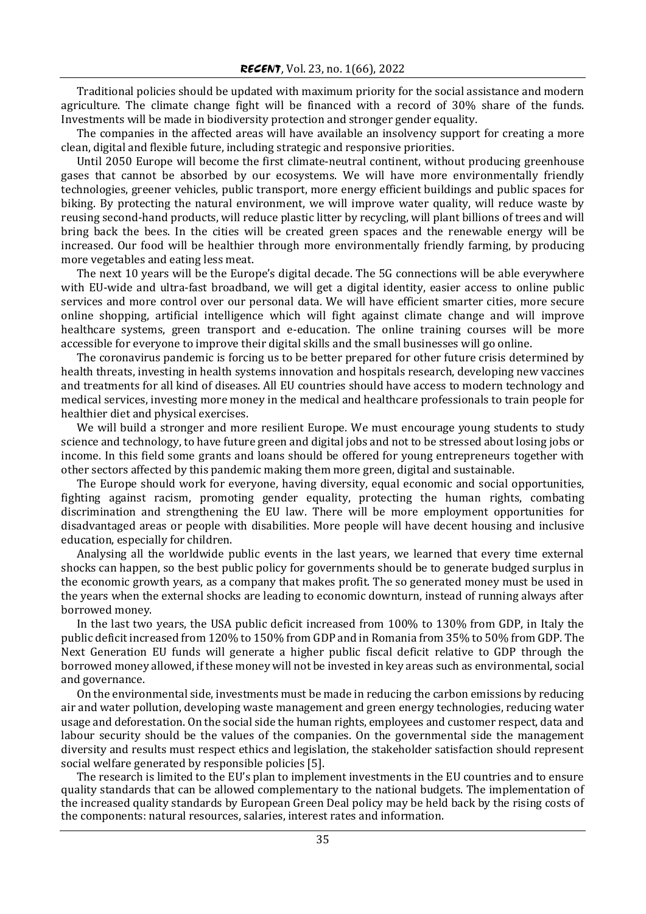Traditional policies should be updated with maximum priority for the social assistance and modern agriculture. The climate change fight will be financed with a record of 30% share of the funds. Investments will be made in biodiversity protection and stronger gender equality.

The companies in the affected areas will have available an insolvency support for creating a more clean, digital and flexible future, including strategic and responsive priorities.

Until 2050 Europe will become the first climate-neutral continent, without producing greenhouse gases that cannot be absorbed by our ecosystems. We will have more environmentally friendly technologies, greener vehicles, public transport, more energy efficient buildings and public spaces for biking. By protecting the natural environment, we will improve water quality, will reduce waste by reusing second-hand products, will reduce plastic litter by recycling, will plant billions of trees and will bring back the bees. In the cities will be created green spaces and the renewable energy will be increased. Our food will be healthier through more environmentally friendly farming, by producing more vegetables and eating less meat.

The next 10 years will be the Europe's digital decade. The 5G connections will be able everywhere with EU-wide and ultra-fast broadband, we will get a digital identity, easier access to online public services and more control over our personal data. We will have efficient smarter cities, more secure online shopping, artificial intelligence which will fight against climate change and will improve healthcare systems, green transport and e-education. The online training courses will be more accessible for everyone to improve their digital skills and the small businesses will go online.

The coronavirus pandemic is forcing us to be better prepared for other future crisis determined by health threats, investing in health systems innovation and hospitals research, developing new vaccines and treatments for all kind of diseases. All EU countries should have access to modern technology and medical services, investing more money in the medical and healthcare professionals to train people for healthier diet and physical exercises.

We will build a stronger and more resilient Europe. We must encourage young students to study science and technology, to have future green and digital jobs and not to be stressed about losing jobs or income. In this field some grants and loans should be offered for young entrepreneurs together with other sectors affected by this pandemic making them more green, digital and sustainable.

The Europe should work for everyone, having diversity, equal economic and social opportunities, fighting against racism, promoting gender equality, protecting the human rights, combating discrimination and strengthening the EU law. There will be more employment opportunities for disadvantaged areas or people with disabilities. More people will have decent housing and inclusive education, especially for children.

Analysing all the worldwide public events in the last years, we learned that every time external shocks can happen, so the best public policy for governments should be to generate budged surplus in the economic growth years, as a company that makes profit. The so generated money must be used in the years when the external shocks are leading to economic downturn, instead of running always after borrowed money.

In the last two years, the USA public deficit increased from 100% to 130% from GDP, in Italy the public deficit increased from 120% to 150% from GDP and in Romania from 35% to 50% from GDP. The Next Generation EU funds will generate a higher public fiscal deficit relative to GDP through the borrowed money allowed, if these money will not be invested in key areas such as environmental, social and governance.

On the environmental side, investments must be made in reducing the carbon emissions by reducing air and water pollution, developing waste management and green energy technologies, reducing water usage and deforestation. On the social side the human rights, employees and customer respect, data and labour security should be the values of the companies. On the governmental side the management diversity and results must respect ethics and legislation, the stakeholder satisfaction should represent social welfare generated by responsible policies [5].

The research is limited to the EU's plan to implement investments in the EU countries and to ensure quality standards that can be allowed complementary to the national budgets. The implementation of the increased quality standards by European Green Deal policy may be held back by the rising costs of the components: natural resources, salaries, interest rates and information.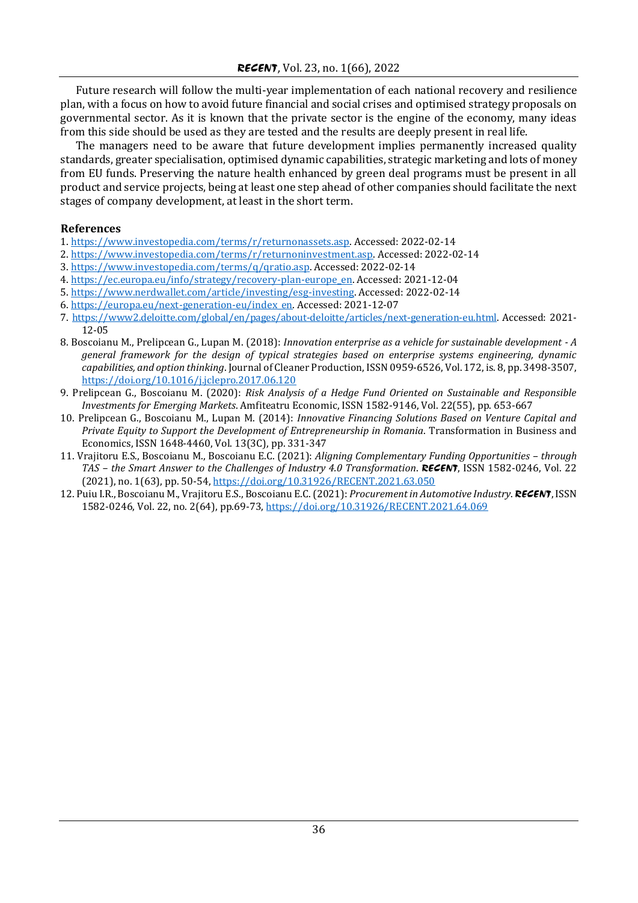Future research will follow the multi-year implementation of each national recovery and resilience plan, with a focus on how to avoid future financial and social crises and optimised strategy proposals on governmental sector. As it is known that the private sector is the engine of the economy, many ideas from this side should be used as they are tested and the results are deeply present in real life.

The managers need to be aware that future development implies permanently increased quality standards, greater specialisation, optimised dynamic capabilities, strategic marketing and lots of money from EU funds. Preserving the nature health enhanced by green deal programs must be present in all product and service projects, being at least one step ahead of other companies should facilitate the next stages of company development, at least in the short term.

## References

1. https://www.investopedia.com/terms/r/returnonassets.asp. Accessed: 2022-02-14
2. https://www.investopedia.com/terms/r/returnoninvestment.asp. Accessed: 2022-02-14
3. https://www.investopedia.com/terms/q/qratio.asp. Accessed: 2022-02-14
4. https://ec.europa.eu/info/strategy/recovery-plan-europe_en. Accessed: 2021-12-04
5. https://www.nerdwallet.com/article/investing/esg-investing. Accessed: 2022-02-14
6. https://europa.eu/next-generation-eu/index_en. Accessed: 2021-12-07
7. https://www2.deloitte.com/global/en/pages/about-deloitte/articles/next-generation-eu.html. Accessed: 2021-12-05
8. Boscoianu M., Prelipcean G., Lupan M. (2018): *Innovation enterprise as a vehicle for sustainable development - A general framework for the design of typical strategies based on enterprise systems engineering, dynamic capabilities, and option thinking*. Journal of Cleaner Production, ISSN 0959-6526, Vol. 172, is. 8, pp. 3498-3507, https://doi.org/10.1016/j.jclepro.2017.06.120
9. Prelipcean G., Boscoianu M. (2020): *Risk Analysis of a Hedge Fund Oriented on Sustainable and Responsible Investments for Emerging Markets*. Amfiteatru Economic, ISSN 1582-9146, Vol. 22(55), pp. 653-667
10. Prelipcean G., Boscoianu M., Lupan M. (2014): *Innovative Financing Solutions Based on Venture Capital and Private Equity to Support the Development of Entrepreneurship in Romania*. Transformation in Business and Economics, ISSN 1648-4460, Vol. 13(3C), pp. 331-347
11. Vrajitoru E.S., Boscoianu M., Boscoianu E.C. (2021): *Aligning Complementary Funding Opportunities – through TAS – the Smart Answer to the Challenges of Industry 4.0 Transformation*. RECENT, ISSN 1582-0246, Vol. 22 (2021), no. 1(63), pp. 50-54, https://doi.org/10.31926/RECENT.2021.63.050
12. Puiu I.R., Boscoianu M., Vrajitoru E.S., Boscoianu E.C. (2021): *Procurement in Automotive Industry*. RECENT, ISSN 1582-0246, Vol. 22, no. 2(64), pp.69-73, https://doi.org/10.31926/RECENT.2021.64.069